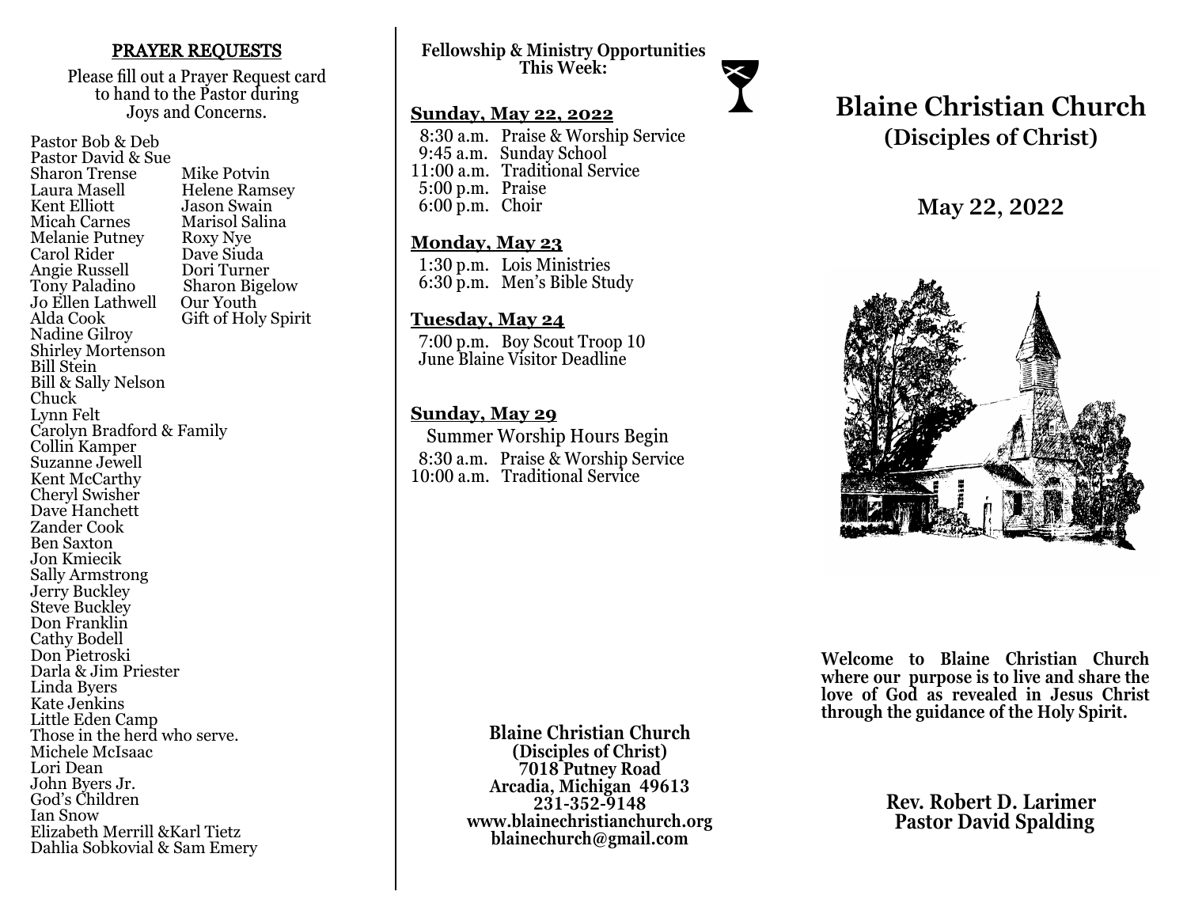## PRAYER REQUESTS

Please fill out a Prayer Request card to hand to the Pastor during Joys and Concerns.

Pastor Bob & Deb
Pastor David & Sue
Sharon Trense
Laura Masell
Kent Elliott
Micah Carnes
Melanie Putney
Carol Rider
Angie Russell
Tony Paladino
Jo Ellen Lathwell
Alda Cook
Nadine Gilroy
Shirley Mortenson
Bill Stein
Bill & Sally Nelson
Chuck
Lynn Felt
Carolyn Bradford & Family
Collin Kamper
Suzanne Jewell
Kent McCarthy
Cheryl Swisher
Dave Hanchett
Zander Cook
Ben Saxton
Jon Kmiecik
Sally Armstrong
Jerry Buckley
Steve Buckley
Don Franklin
Cathy Bodell
Don Pietroski
Darla & Jim Priester
Linda Byers
Kate Jenkins
Little Eden Camp
Those in the herd who serve.
Michele McIsaac
Lori Dean
John Byers Jr.
God's Children
Ian Snow
Elizabeth Merrill &Karl Tietz
Dahlia Sobkovial & Sam Emery
Mike Potvin
Helene Ramsey
Jason Swain
Marisol Salina
Roxy Nye
Dave Siuda
Dori Turner
Sharon Bigelow
Our Youth
Gift of Holy Spirit

**Fellowship & Ministry Opportunities This Week:**

**Sunday, May 22, 2022**

8:30 a.m. Praise & Worship Service
9:45 a.m. Sunday School
11:00 a.m. Traditional Service
5:00 p.m. Praise
6:00 p.m. Choir

**Monday, May 23**

1:30 p.m. Lois Ministries
6:30 p.m. Men's Bible Study

**Tuesday, May 24**

7:00 p.m. Boy Scout Troop 10
June Blaine Visitor Deadline

**Sunday, May 29**

Summer Worship Hours Begin
8:30 a.m. Praise & Worship Service
10:00 a.m. Traditional Service

**Blaine Christian Church**
**(Disciples of Christ)**
**7018 Putney Road**
**Arcadia, Michigan 49613**
**231-352-9148**
**www.blainechristianchurch.org**
**blainechurch@gmail.com**

# Blaine Christian Church
## (Disciples of Christ)

## May 22, 2022

**Welcome to Blaine Christian Church where our purpose is to live and share the love of God as revealed in Jesus Christ through the guidance of the Holy Spirit.**

**Rev. Robert D. Larimer**
**Pastor David Spalding**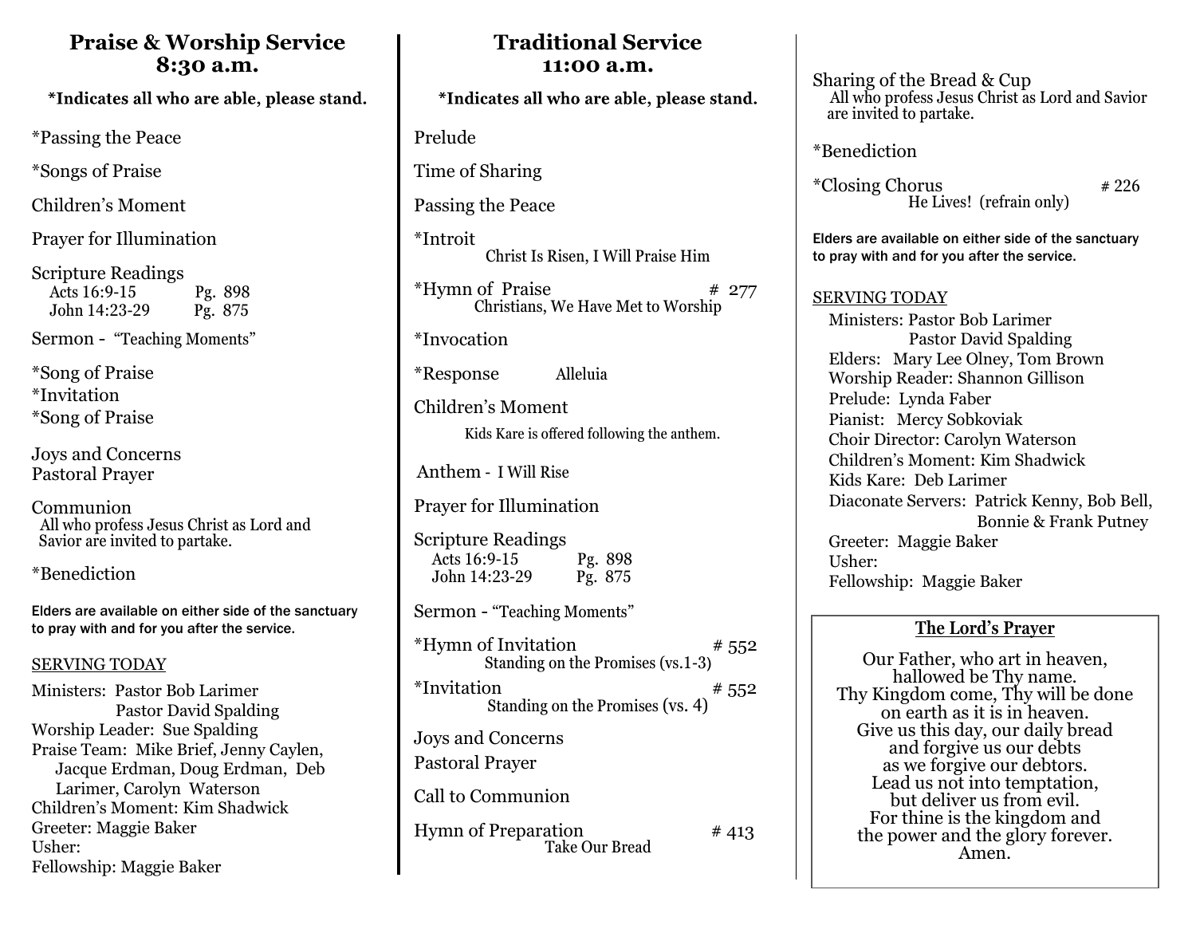## Praise & Worship Service
## 8:30 a.m.

**\*Indicates all who are able, please stand.**

\*Passing the Peace

\*Songs of Praise

Children's Moment

Prayer for Illumination

Scripture Readings
- Acts 16:9-15 Pg. 898
- John 14:23-29 Pg. 875

Sermon - "Teaching Moments"

\*Song of Praise
\*Invitation
\*Song of Praise

Joys and Concerns
Pastoral Prayer

Communion
All who profess Jesus Christ as Lord and Savior are invited to partake.

\*Benediction

Elders are available on either side of the sanctuary to pray with and for you after the service.

SERVING TODAY

Ministers: Pastor Bob Larimer
Pastor David Spalding
Worship Leader: Sue Spalding
Praise Team: Mike Brief, Jenny Caylen, Jacque Erdman, Doug Erdman, Deb Larimer, Carolyn Waterson
Children's Moment: Kim Shadwick
Greeter: Maggie Baker
Usher:
Fellowship: Maggie Baker

## Traditional Service
## 11:00 a.m.

**\*Indicates all who are able, please stand.**

Prelude

Time of Sharing

Passing the Peace

\*Introit
Christ Is Risen, I Will Praise Him

\*Hymn of Praise # 277
Christians, We Have Met to Worship

\*Invocation

\*Response Alleluia

Children's Moment
Kids Kare is offered following the anthem.

Anthem - I Will Rise

Prayer for Illumination

Scripture Readings
- Acts 16:9-15 Pg. 898
- John 14:23-29 Pg. 875

Sermon - "Teaching Moments"

\*Hymn of Invitation # 552
Standing on the Promises (vs.1-3)

\*Invitation # 552
Standing on the Promises (vs. 4)

Joys and Concerns

Pastoral Prayer

Call to Communion

Hymn of Preparation # 413
Take Our Bread

Sharing of the Bread & Cup
All who profess Jesus Christ as Lord and Savior are invited to partake.

\*Benediction

\*Closing Chorus # 226
He Lives! (refrain only)

Elders are available on either side of the sanctuary to pray with and for you after the service.

SERVING TODAY

Ministers: Pastor Bob Larimer
Pastor David Spalding
Elders: Mary Lee Olney, Tom Brown
Worship Reader: Shannon Gillison
Prelude: Lynda Faber
Pianist: Mercy Sobkoviak
Choir Director: Carolyn Waterson
Children's Moment: Kim Shadwick
Kids Kare: Deb Larimer
Diaconate Servers: Patrick Kenny, Bob Bell, Bonnie & Frank Putney
Greeter: Maggie Baker
Usher:
Fellowship: Maggie Baker

**The Lord's Prayer**

Our Father, who art in heaven,
hallowed be Thy name.
Thy Kingdom come, Thy will be done
on earth as it is in heaven.
Give us this day, our daily bread
and forgive us our debts
as we forgive our debtors.
Lead us not into temptation,
but deliver us from evil.
For thine is the kingdom and
the power and the glory forever.
Amen.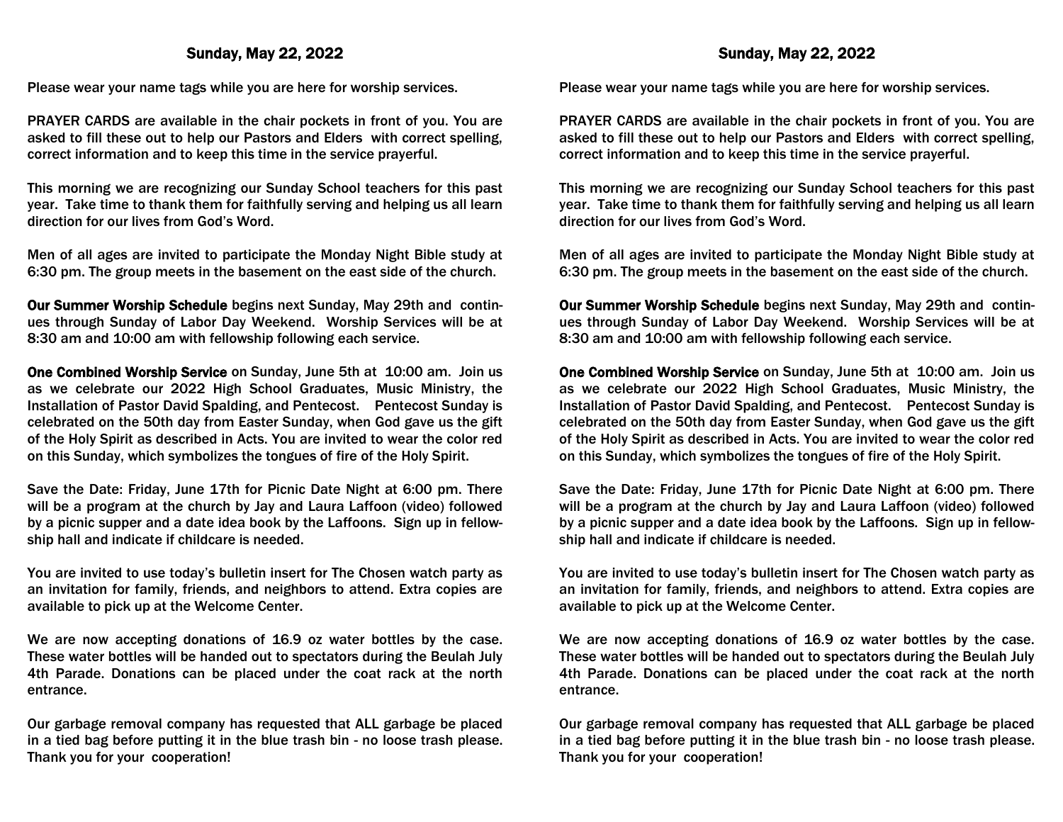## Sunday, May 22, 2022

Please wear your name tags while you are here for worship services.

PRAYER CARDS are available in the chair pockets in front of you. You are asked to fill these out to help our Pastors and Elders with correct spelling, correct information and to keep this time in the service prayerful.

This morning we are recognizing our Sunday School teachers for this past year. Take time to thank them for faithfully serving and helping us all learn direction for our lives from God's Word.

Men of all ages are invited to participate the Monday Night Bible study at 6:30 pm. The group meets in the basement on the east side of the church.

**Our Summer Worship Schedule** begins next Sunday, May 29th and continues through Sunday of Labor Day Weekend. Worship Services will be at 8:30 am and 10:00 am with fellowship following each service.

**One Combined Worship Service** on Sunday, June 5th at 10:00 am. Join us as we celebrate our 2022 High School Graduates, Music Ministry, the Installation of Pastor David Spalding, and Pentecost. Pentecost Sunday is celebrated on the 50th day from Easter Sunday, when God gave us the gift of the Holy Spirit as described in Acts. You are invited to wear the color red on this Sunday, which symbolizes the tongues of fire of the Holy Spirit.

Save the Date: Friday, June 17th for Picnic Date Night at 6:00 pm. There will be a program at the church by Jay and Laura Laffoon (video) followed by a picnic supper and a date idea book by the Laffoons. Sign up in fellowship hall and indicate if childcare is needed.

You are invited to use today's bulletin insert for The Chosen watch party as an invitation for family, friends, and neighbors to attend. Extra copies are available to pick up at the Welcome Center.

We are now accepting donations of 16.9 oz water bottles by the case. These water bottles will be handed out to spectators during the Beulah July 4th Parade. Donations can be placed under the coat rack at the north entrance.

Our garbage removal company has requested that ALL garbage be placed in a tied bag before putting it in the blue trash bin - no loose trash please. Thank you for your cooperation!

## Sunday, May 22, 2022

Please wear your name tags while you are here for worship services.

PRAYER CARDS are available in the chair pockets in front of you. You are asked to fill these out to help our Pastors and Elders with correct spelling, correct information and to keep this time in the service prayerful.

This morning we are recognizing our Sunday School teachers for this past year. Take time to thank them for faithfully serving and helping us all learn direction for our lives from God's Word.

Men of all ages are invited to participate the Monday Night Bible study at 6:30 pm. The group meets in the basement on the east side of the church.

**Our Summer Worship Schedule** begins next Sunday, May 29th and continues through Sunday of Labor Day Weekend. Worship Services will be at 8:30 am and 10:00 am with fellowship following each service.

**One Combined Worship Service** on Sunday, June 5th at 10:00 am. Join us as we celebrate our 2022 High School Graduates, Music Ministry, the Installation of Pastor David Spalding, and Pentecost. Pentecost Sunday is celebrated on the 50th day from Easter Sunday, when God gave us the gift of the Holy Spirit as described in Acts. You are invited to wear the color red on this Sunday, which symbolizes the tongues of fire of the Holy Spirit.

Save the Date: Friday, June 17th for Picnic Date Night at 6:00 pm. There will be a program at the church by Jay and Laura Laffoon (video) followed by a picnic supper and a date idea book by the Laffoons. Sign up in fellowship hall and indicate if childcare is needed.

You are invited to use today's bulletin insert for The Chosen watch party as an invitation for family, friends, and neighbors to attend. Extra copies are available to pick up at the Welcome Center.

We are now accepting donations of 16.9 oz water bottles by the case. These water bottles will be handed out to spectators during the Beulah July 4th Parade. Donations can be placed under the coat rack at the north entrance.

Our garbage removal company has requested that ALL garbage be placed in a tied bag before putting it in the blue trash bin - no loose trash please. Thank you for your cooperation!